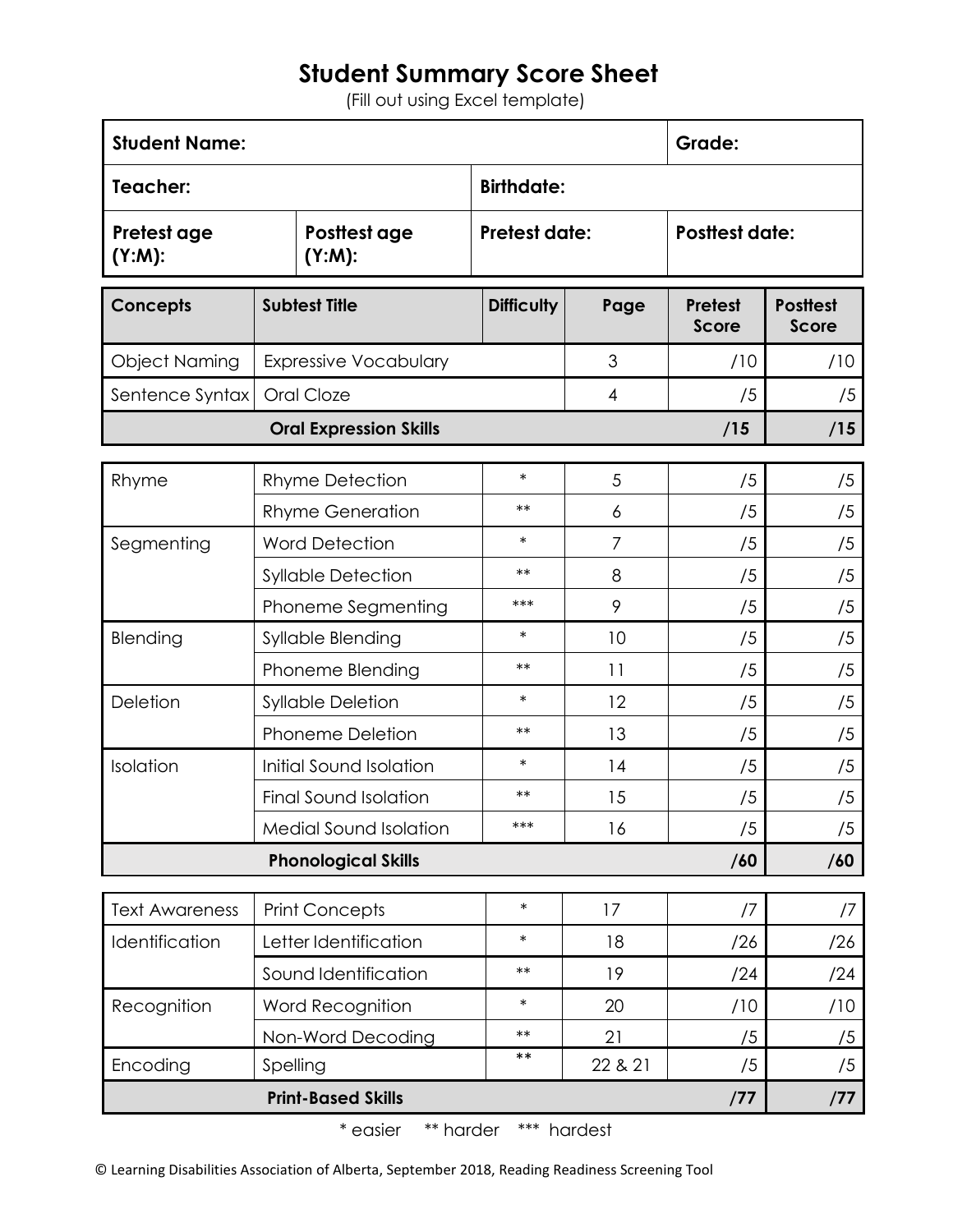# Student Summary Score Sheet

(Fill out using Excel template)

| **Student Name:** | | | **Grade:** |
|---|---|---|---|
| **Teacher:** | | **Birthdate:** | |
| **Pretest age (Y:M):** | **Posttest age (Y:M):** | **Pretest date:** | **Posttest date:** |

| **Concepts** | **Subtest Title** | **Difficulty** | **Page** | **Pretest Score** | **Posttest Score** |
|---|---|---|---|---|---|
| Object Naming | Expressive Vocabulary | | 3 | /10 | /10 |
| Sentence Syntax | Oral Cloze | | 4 | /5 | /5 |
| **Oral Expression Skills** | | | | **/15** | **/15** |
| Rhyme | Rhyme Detection | * | 5 | /5 | /5 |
| | Rhyme Generation | ** | 6 | /5 | /5 |
| Segmenting | Word Detection | * | 7 | /5 | /5 |
| | Syllable Detection | ** | 8 | /5 | /5 |
| | Phoneme Segmenting | *** | 9 | /5 | /5 |
| Blending | Syllable Blending | * | 10 | /5 | /5 |
| | Phoneme Blending | ** | 11 | /5 | /5 |
| Deletion | Syllable Deletion | * | 12 | /5 | /5 |
| | Phoneme Deletion | ** | 13 | /5 | /5 |
| Isolation | Initial Sound Isolation | * | 14 | /5 | /5 |
| | Final Sound Isolation | ** | 15 | /5 | /5 |
| | Medial Sound Isolation | *** | 16 | /5 | /5 |
| **Phonological Skills** | | | | **/60** | **/60** |
| Text Awareness | Print Concepts | * | 17 | /7 | /7 |
| Identification | Letter Identification | * | 18 | /26 | /26 |
| | Sound Identification | ** | 19 | /24 | /24 |
| Recognition | Word Recognition | * | 20 | /10 | /10 |
| | Non-Word Decoding | ** | 21 | /5 | /5 |
| Encoding | Spelling | ** | 22 & 21 | /5 | /5 |
| **Print-Based Skills** | | | | **/77** | **/77** |

\* easier   ** harder   *** hardest

© Learning Disabilities Association of Alberta, September 2018, Reading Readiness Screening Tool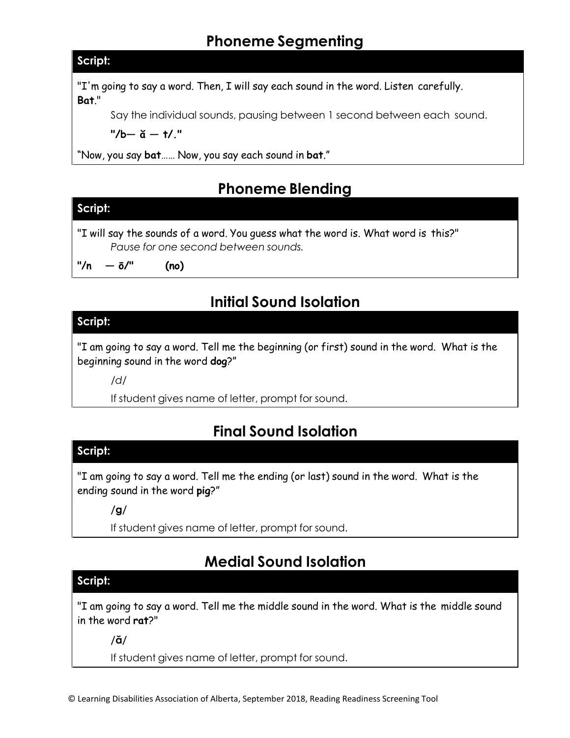## Phoneme Segmenting

**Script:**

"I'm going to say a word. Then, I will say each sound in the word. Listen carefully. **Bat**."

Say the individual sounds, pausing between 1 second between each sound.

**"/b— ă — t/."**

"Now, you say **bat**…… Now, you say each sound in **bat**."

## Phoneme Blending

**Script:**

"I will say the sounds of a word. You guess what the word is. What word is this?"

*Pause for one second between sounds.*

**"/n — ō/"** **(no)**

## Initial Sound Isolation

**Script:**

"I am going to say a word. Tell me the beginning (or first) sound in the word. What is the beginning sound in the word **dog**?"

/d/

If student gives name of letter, prompt for sound.

## Final Sound Isolation

**Script:**

"I am going to say a word. Tell me the ending (or last) sound in the word. What is the ending sound in the word **pig**?"

**/g/**

If student gives name of letter, prompt for sound.

## Medial Sound Isolation

**Script:**

"I am going to say a word. Tell me the middle sound in the word. What is the middle sound in the word **rat**?"

**/ă/**

If student gives name of letter, prompt for sound.

© Learning Disabilities Association of Alberta, September 2018, Reading Readiness Screening Tool